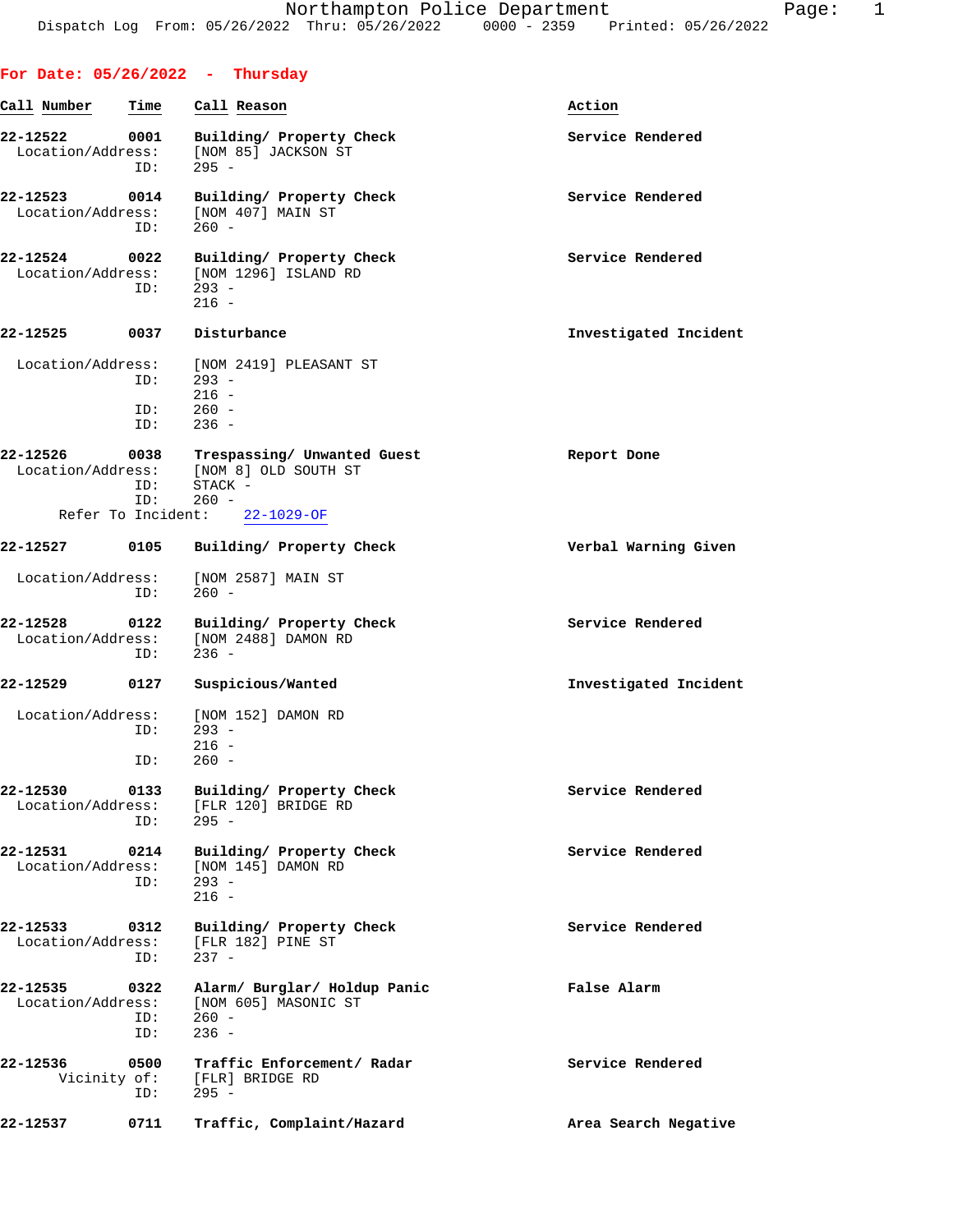Northampton Police Department
Dispatch Log From: 05/26/2022 Thru: 05/26/2022 0000 - 2359 Printed: 05/26/2022

## For Date: 05/26/2022 - Thursday

| Call Number | Time | Call Reason | Action |
|---|---|---|---|
| 22-12522 | 0001 | Building/ Property Check | Service Rendered |
| Location/Address: | | [NOM 85] JACKSON ST | |
| ID: | | 295 - | |
| 22-12523 | 0014 | Building/ Property Check | Service Rendered |
| Location/Address: | | [NOM 407] MAIN ST | |
| ID: | | 260 - | |
| 22-12524 | 0022 | Building/ Property Check | Service Rendered |
| Location/Address: | | [NOM 1296] ISLAND RD | |
| ID: | | 293 - | |
| | | 216 - | |
| 22-12525 | 0037 | Disturbance | Investigated Incident |
| Location/Address: | | [NOM 2419] PLEASANT ST | |
| ID: | | 293 - | |
| | | 216 - | |
| ID: | | 260 - | |
| ID: | | 236 - | |
| 22-12526 | 0038 | Trespassing/ Unwanted Guest | Report Done |
| Location/Address: | | [NOM 8] OLD SOUTH ST | |
| ID: | | STACK - | |
| ID: | | 260 - | |
| Refer To Incident: | | 22-1029-OF | |
| 22-12527 | 0105 | Building/ Property Check | Verbal Warning Given |
| Location/Address: | | [NOM 2587] MAIN ST | |
| ID: | | 260 - | |
| 22-12528 | 0122 | Building/ Property Check | Service Rendered |
| Location/Address: | | [NOM 2488] DAMON RD | |
| ID: | | 236 - | |
| 22-12529 | 0127 | Suspicious/Wanted | Investigated Incident |
| Location/Address: | | [NOM 152] DAMON RD | |
| ID: | | 293 - | |
| | | 216 - | |
| ID: | | 260 - | |
| 22-12530 | 0133 | Building/ Property Check | Service Rendered |
| Location/Address: | | [FLR 120] BRIDGE RD | |
| ID: | | 295 - | |
| 22-12531 | 0214 | Building/ Property Check | Service Rendered |
| Location/Address: | | [NOM 145] DAMON RD | |
| ID: | | 293 - | |
| | | 216 - | |
| 22-12533 | 0312 | Building/ Property Check | Service Rendered |
| Location/Address: | | [FLR 182] PINE ST | |
| ID: | | 237 - | |
| 22-12535 | 0322 | Alarm/ Burglar/ Holdup Panic | False Alarm |
| Location/Address: | | [NOM 605] MASONIC ST | |
| ID: | | 260 - | |
| ID: | | 236 - | |
| 22-12536 | 0500 | Traffic Enforcement/ Radar | Service Rendered |
| Vicinity of: | | [FLR] BRIDGE RD | |
| ID: | | 295 - | |
| 22-12537 | 0711 | Traffic, Complaint/Hazard | Area Search Negative |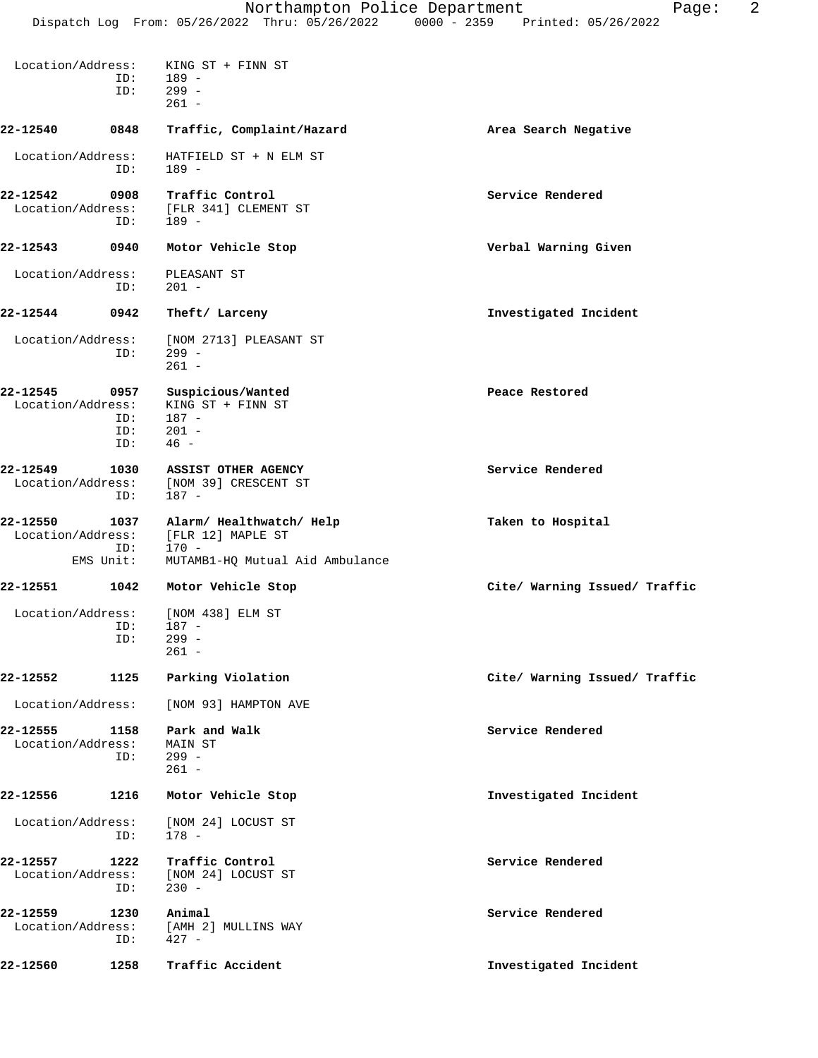Location/Address: KING ST + FINN ST
ID: 189 -
ID: 299 -
261 -

**22-12540 0848 Traffic, Complaint/Hazard** — Area Search Negative

Location/Address: HATFIELD ST + N ELM ST
ID: 189 -

**22-12542 0908 Traffic Control** — Service Rendered

Location/Address: [FLR 341] CLEMENT ST
ID: 189 -

**22-12543 0940 Motor Vehicle Stop** — Verbal Warning Given

Location/Address: PLEASANT ST
ID: 201 -

**22-12544 0942 Theft/ Larceny** — Investigated Incident

Location/Address: [NOM 2713] PLEASANT ST
ID: 299 -
261 -

**22-12545 0957 Suspicious/Wanted** — Peace Restored

Location/Address: KING ST + FINN ST
ID: 187 -
ID: 201 -
ID: 46 -

**22-12549 1030 ASSIST OTHER AGENCY** — Service Rendered

Location/Address: [NOM 39] CRESCENT ST
ID: 187 -

**22-12550 1037 Alarm/ Healthwatch/ Help** — Taken to Hospital

Location/Address: [FLR 12] MAPLE ST
ID: 170 -
EMS Unit: MUTAMB1-HQ Mutual Aid Ambulance

**22-12551 1042 Motor Vehicle Stop** — Cite/ Warning Issued/ Traffic

Location/Address: [NOM 438] ELM ST
ID: 187 -
ID: 299 -
261 -

**22-12552 1125 Parking Violation** — Cite/ Warning Issued/ Traffic

Location/Address: [NOM 93] HAMPTON AVE

**22-12555 1158 Park and Walk** — Service Rendered

Location/Address: MAIN ST
ID: 299 -
261 -

**22-12556 1216 Motor Vehicle Stop** — Investigated Incident

Location/Address: [NOM 24] LOCUST ST
ID: 178 -

**22-12557 1222 Traffic Control** — Service Rendered

Location/Address: [NOM 24] LOCUST ST
ID: 230 -

**22-12559 1230 Animal** — Service Rendered

Location/Address: [AMH 2] MULLINS WAY
ID: 427 -

**22-12560 1258 Traffic Accident** — Investigated Incident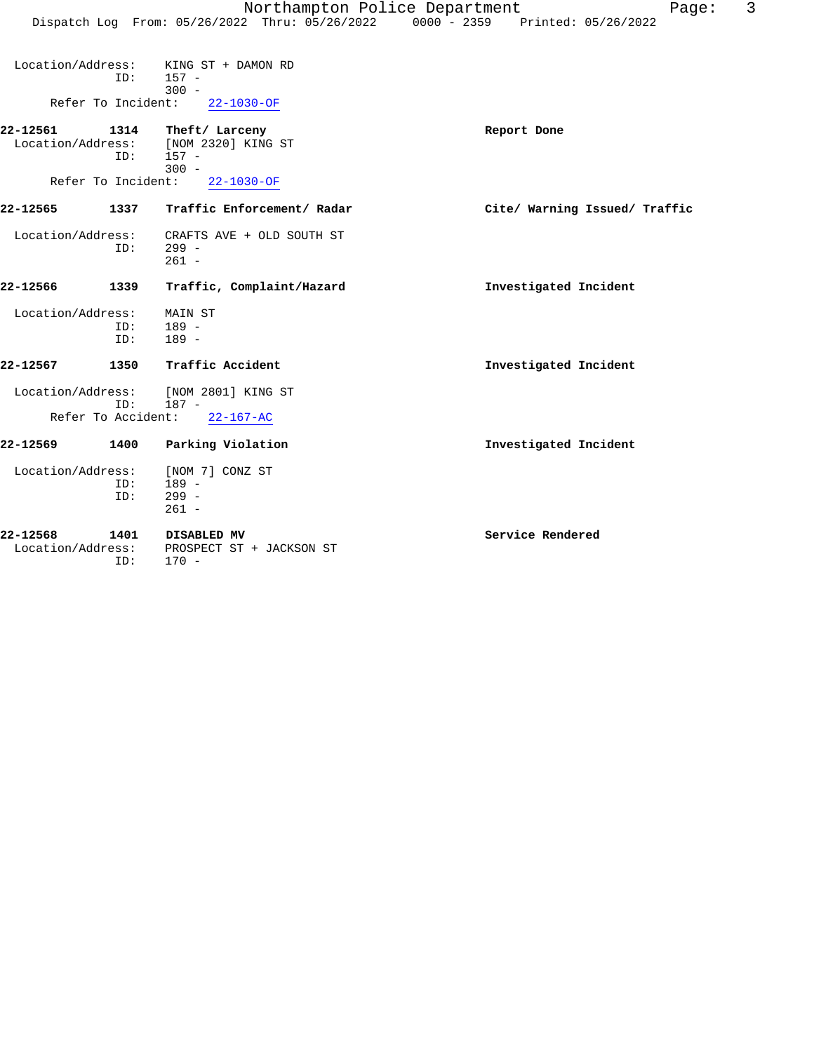Location/Address: KING ST + DAMON RD
ID: 157 -
300 -
Refer To Incident: 22-1030-OF

**22-12561** **1314** **Theft/ Larceny** **Report Done**
Location/Address: [NOM 2320] KING ST
ID: 157 -
300 -
Refer To Incident: 22-1030-OF

**22-12565** **1337** **Traffic Enforcement/ Radar** **Cite/ Warning Issued/ Traffic**

Location/Address: CRAFTS AVE + OLD SOUTH ST
ID: 299 -
261 -

**22-12566** **1339** **Traffic, Complaint/Hazard** **Investigated Incident**

Location/Address: MAIN ST
ID: 189 -
ID: 189 -

**22-12567** **1350** **Traffic Accident** **Investigated Incident**

Location/Address: [NOM 2801] KING ST
ID: 187 -
Refer To Accident: 22-167-AC

**22-12569** **1400** **Parking Violation** **Investigated Incident**

Location/Address: [NOM 7] CONZ ST
ID: 189 -
ID: 299 -
261 -

**22-12568** **1401** **DISABLED MV** **Service Rendered**
Location/Address: PROSPECT ST + JACKSON ST
ID: 170 -